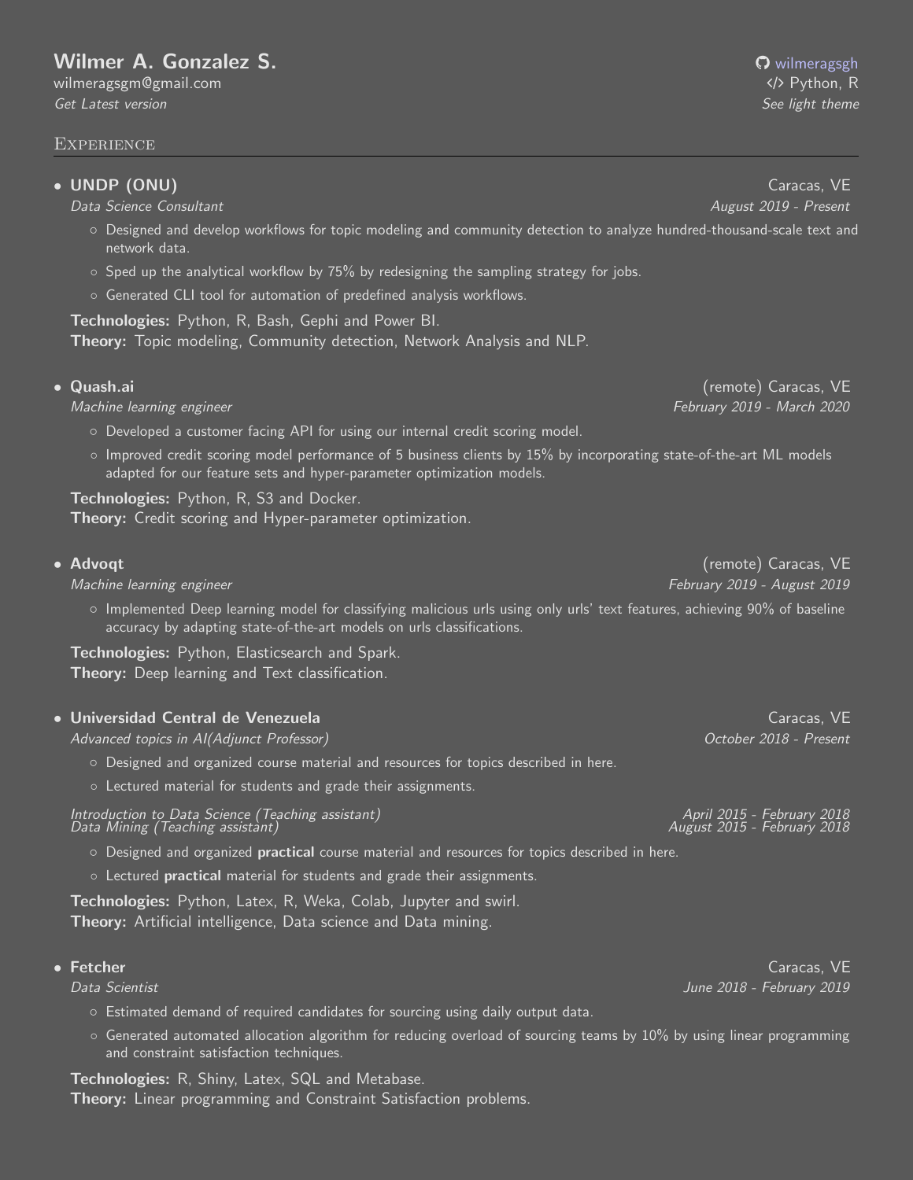# Wilmer A. Gonzalez S.

wilmeragsgm@gmail.com
*Get Latest version*

wilmeragsgh
</> Python, R
*See light theme*

## Experience

- **UNDP (ONU)** — Caracas, VE
  *Data Science Consultant* — *August 2019 - Present*
  - Designed and develop workflows for topic modeling and community detection to analyze hundred-thousand-scale text and network data.
  - Sped up the analytical workflow by 75% by redesigning the sampling strategy for jobs.
  - Generated CLI tool for automation of predefined analysis workflows.

  **Technologies:** Python, R, Bash, Gephi and Power BI.
  **Theory:** Topic modeling, Community detection, Network Analysis and NLP.

- **Quash.ai** — (remote) Caracas, VE
  *Machine learning engineer* — *February 2019 - March 2020*
  - Developed a customer facing API for using our internal credit scoring model.
  - Improved credit scoring model performance of 5 business clients by 15% by incorporating state-of-the-art ML models adapted for our feature sets and hyper-parameter optimization models.

  **Technologies:** Python, R, S3 and Docker.
  **Theory:** Credit scoring and Hyper-parameter optimization.

- **Advoqt** — (remote) Caracas, VE
  *Machine learning engineer* — *February 2019 - August 2019*
  - Implemented Deep learning model for classifying malicious urls using only urls' text features, achieving 90% of baseline accuracy by adapting state-of-the-art models on urls classifications.

  **Technologies:** Python, Elasticsearch and Spark.
  **Theory:** Deep learning and Text classification.

- **Universidad Central de Venezuela** — Caracas, VE
  *Advanced topics in AI(Adjunct Professor)* — *October 2018 - Present*
  - Designed and organized course material and resources for topics described in here.
  - Lectured material for students and grade their assignments.

  *Introduction to Data Science (Teaching assistant)* — *April 2015 - February 2018*
  *Data Mining (Teaching assistant)* — *August 2015 - February 2018*
  - Designed and organized **practical** course material and resources for topics described in here.
  - Lectured **practical** material for students and grade their assignments.

  **Technologies:** Python, Latex, R, Weka, Colab, Jupyter and swirl.
  **Theory:** Artificial intelligence, Data science and Data mining.

- **Fetcher** — Caracas, VE
  *Data Scientist* — *June 2018 - February 2019*
  - Estimated demand of required candidates for sourcing using daily output data.
  - Generated automated allocation algorithm for reducing overload of sourcing teams by 10% by using linear programming and constraint satisfaction techniques.

  **Technologies:** R, Shiny, Latex, SQL and Metabase.
  **Theory:** Linear programming and Constraint Satisfaction problems.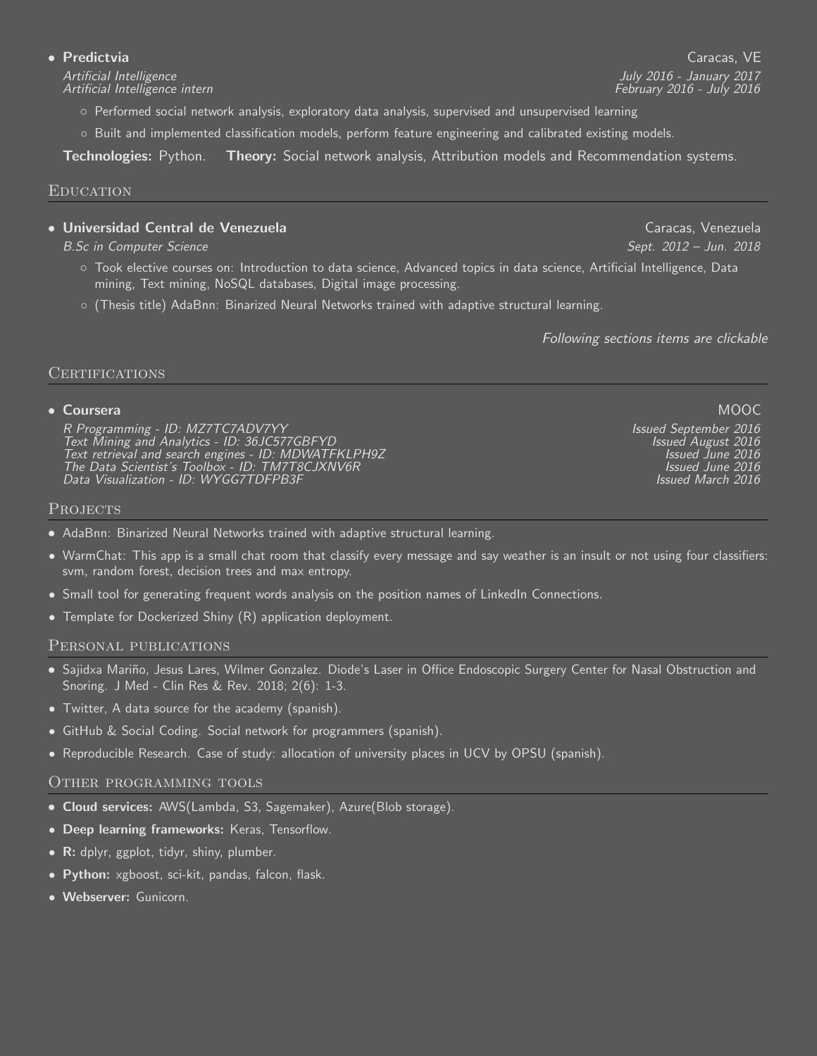- **Predictvia** Caracas, VE
  *Artificial Intelligence* *July 2016 - January 2017*
  *Artificial Intelligence intern* *February 2016 - July 2016*
  - Performed social network analysis, exploratory data analysis, supervised and unsupervised learning
  - Built and implemented classification models, perform feature engineering and calibrated existing models.

  **Technologies:** Python. **Theory:** Social network analysis, Attribution models and Recommendation systems.

## Education

- **Universidad Central de Venezuela** Caracas, Venezuela
  *B.Sc in Computer Science* *Sept. 2012 – Jun. 2018*
  - Took elective courses on: Introduction to data science, Advanced topics in data science, Artificial Intelligence, Data mining, Text mining, NoSQL databases, Digital image processing.
  - (Thesis title) AdaBnn: Binarized Neural Networks trained with adaptive structural learning.

*Following sections items are clickable*

## Certifications

- **Coursera** MOOC
  *R Programming - ID: MZ7TC7ADV7YY* *Issued September 2016*
  *Text Mining and Analytics - ID: 36JC577GBFYD* *Issued August 2016*
  *Text retrieval and search engines - ID: MDWATFKLPH9Z* *Issued June 2016*
  *The Data Scientist's Toolbox - ID: TM7T8CJXNV6R* *Issued June 2016*
  *Data Visualization - ID: WYGG7TDFPB3F* *Issued March 2016*

## Projects

- AdaBnn: Binarized Neural Networks trained with adaptive structural learning.
- WarmChat: This app is a small chat room that classify every message and say weather is an insult or not using four classifiers: svm, random forest, decision trees and max entropy.
- Small tool for generating frequent words analysis on the position names of LinkedIn Connections.
- Template for Dockerized Shiny (R) application deployment.

## Personal publications

- Sajidxa Mariño, Jesus Lares, Wilmer Gonzalez. Diode's Laser in Office Endoscopic Surgery Center for Nasal Obstruction and Snoring. J Med - Clin Res & Rev. 2018; 2(6): 1-3.
- Twitter, A data source for the academy (spanish).
- GitHub & Social Coding. Social network for programmers (spanish).
- Reproducible Research. Case of study: allocation of university places in UCV by OPSU (spanish).

## Other programming tools

- **Cloud services:** AWS(Lambda, S3, Sagemaker), Azure(Blob storage).
- **Deep learning frameworks:** Keras, Tensorflow.
- **R:** dplyr, ggplot, tidyr, shiny, plumber.
- **Python:** xgboost, sci-kit, pandas, falcon, flask.
- **Webserver:** Gunicorn.